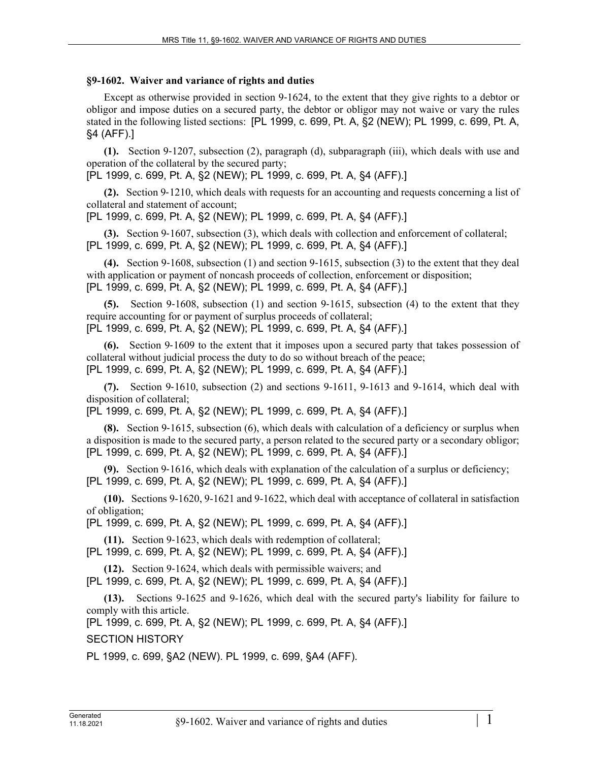## §9-1602. Waiver and variance of rights and duties

Except as otherwise provided in section 9-1624, to the extent that they give rights to a debtor or obligor and impose duties on a secured party, the debtor or obligor may not waive or vary the rules stated in the following listed sections: [PL 1999, c. 699, Pt. A, §2 (NEW); PL 1999, c. 699, Pt. A, §4 (AFF).]

**(1).** Section 9-1207, subsection (2), paragraph (d), subparagraph (iii), which deals with use and operation of the collateral by the secured party;
[PL 1999, c. 699, Pt. A, §2 (NEW); PL 1999, c. 699, Pt. A, §4 (AFF).]

**(2).** Section 9-1210, which deals with requests for an accounting and requests concerning a list of collateral and statement of account;
[PL 1999, c. 699, Pt. A, §2 (NEW); PL 1999, c. 699, Pt. A, §4 (AFF).]

**(3).** Section 9-1607, subsection (3), which deals with collection and enforcement of collateral;
[PL 1999, c. 699, Pt. A, §2 (NEW); PL 1999, c. 699, Pt. A, §4 (AFF).]

**(4).** Section 9-1608, subsection (1) and section 9-1615, subsection (3) to the extent that they deal with application or payment of noncash proceeds of collection, enforcement or disposition;
[PL 1999, c. 699, Pt. A, §2 (NEW); PL 1999, c. 699, Pt. A, §4 (AFF).]

**(5).** Section 9-1608, subsection (1) and section 9-1615, subsection (4) to the extent that they require accounting for or payment of surplus proceeds of collateral;
[PL 1999, c. 699, Pt. A, §2 (NEW); PL 1999, c. 699, Pt. A, §4 (AFF).]

**(6).** Section 9-1609 to the extent that it imposes upon a secured party that takes possession of collateral without judicial process the duty to do so without breach of the peace;
[PL 1999, c. 699, Pt. A, §2 (NEW); PL 1999, c. 699, Pt. A, §4 (AFF).]

**(7).** Section 9-1610, subsection (2) and sections 9-1611, 9-1613 and 9-1614, which deal with disposition of collateral;
[PL 1999, c. 699, Pt. A, §2 (NEW); PL 1999, c. 699, Pt. A, §4 (AFF).]

**(8).** Section 9-1615, subsection (6), which deals with calculation of a deficiency or surplus when a disposition is made to the secured party, a person related to the secured party or a secondary obligor;
[PL 1999, c. 699, Pt. A, §2 (NEW); PL 1999, c. 699, Pt. A, §4 (AFF).]

**(9).** Section 9-1616, which deals with explanation of the calculation of a surplus or deficiency;
[PL 1999, c. 699, Pt. A, §2 (NEW); PL 1999, c. 699, Pt. A, §4 (AFF).]

**(10).** Sections 9-1620, 9-1621 and 9-1622, which deal with acceptance of collateral in satisfaction of obligation;
[PL 1999, c. 699, Pt. A, §2 (NEW); PL 1999, c. 699, Pt. A, §4 (AFF).]

**(11).** Section 9-1623, which deals with redemption of collateral;
[PL 1999, c. 699, Pt. A, §2 (NEW); PL 1999, c. 699, Pt. A, §4 (AFF).]

**(12).** Section 9-1624, which deals with permissible waivers; and
[PL 1999, c. 699, Pt. A, §2 (NEW); PL 1999, c. 699, Pt. A, §4 (AFF).]

**(13).** Sections 9-1625 and 9-1626, which deal with the secured party's liability for failure to comply with this article.
[PL 1999, c. 699, Pt. A, §2 (NEW); PL 1999, c. 699, Pt. A, §4 (AFF).]

SECTION HISTORY

PL 1999, c. 699, §A2 (NEW). PL 1999, c. 699, §A4 (AFF).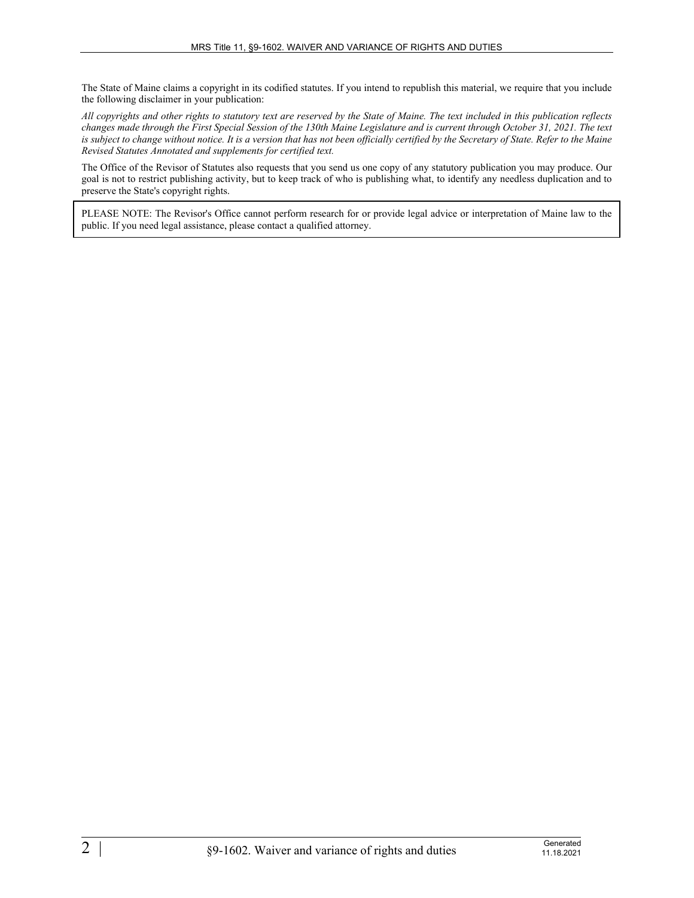The State of Maine claims a copyright in its codified statutes. If you intend to republish this material, we require that you include the following disclaimer in your publication:

*All copyrights and other rights to statutory text are reserved by the State of Maine. The text included in this publication reflects changes made through the First Special Session of the 130th Maine Legislature and is current through October 31, 2021. The text is subject to change without notice. It is a version that has not been officially certified by the Secretary of State. Refer to the Maine Revised Statutes Annotated and supplements for certified text.*

The Office of the Revisor of Statutes also requests that you send us one copy of any statutory publication you may produce. Our goal is not to restrict publishing activity, but to keep track of who is publishing what, to identify any needless duplication and to preserve the State's copyright rights.

PLEASE NOTE: The Revisor's Office cannot perform research for or provide legal advice or interpretation of Maine law to the public. If you need legal assistance, please contact a qualified attorney.